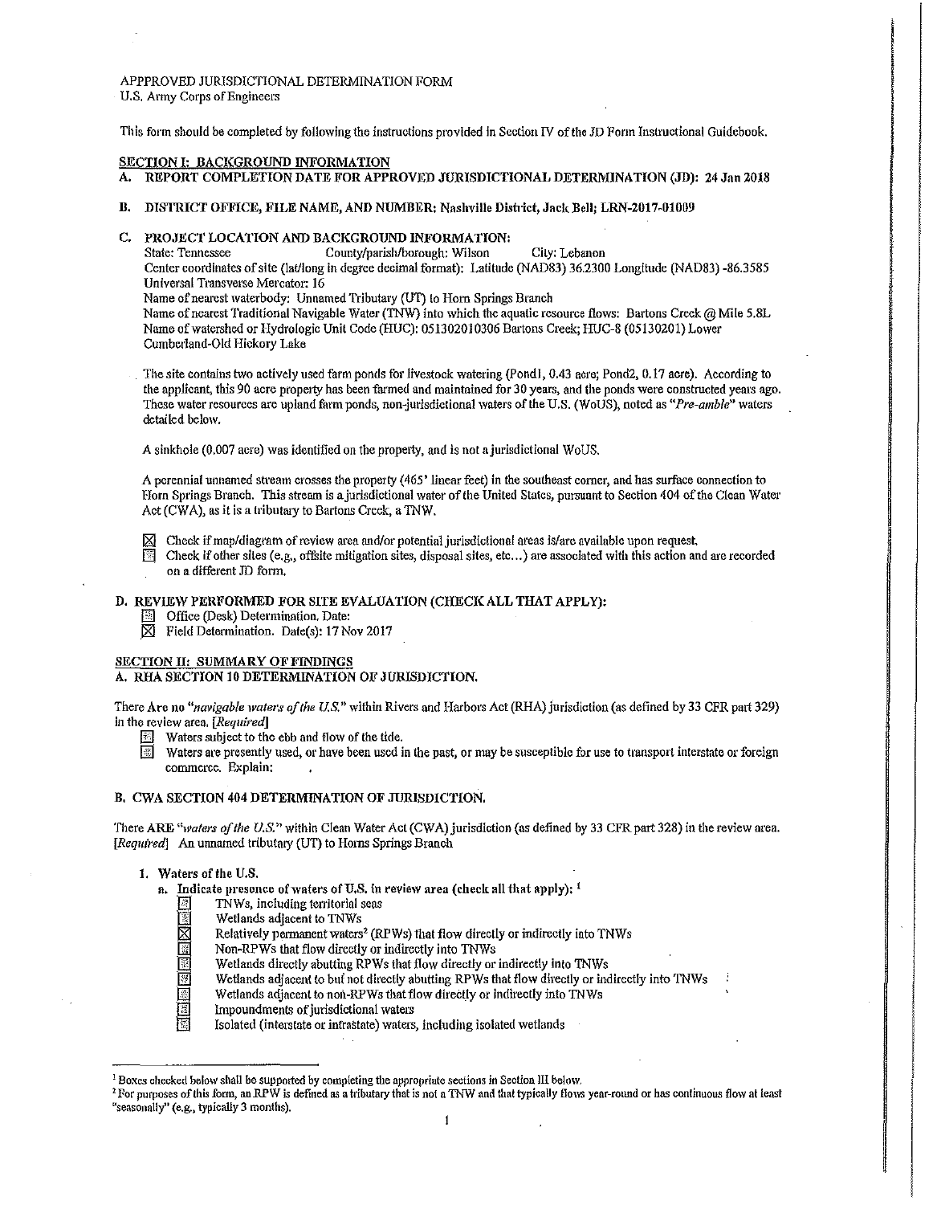APPPROVED JURISDICTIONAL DETERMINATION FORM
U.S. Army Corps of Engineers

This form should be completed by following the instructions provided in Section IV of the JD Form Instructional Guidebook.

## SECTION I: BACKGROUND INFORMATION

**A. REPORT COMPLETION DATE FOR APPROVED JURISDICTIONAL DETERMINATION (JD): 24 Jan 2018**

**B. DISTRICT OFFICE, FILE NAME, AND NUMBER: Nashville District, Jack Bell; LRN-2017-01009**

**C. PROJECT LOCATION AND BACKGROUND INFORMATION:**

State: Tennessee County/parish/borough: Wilson City: Lebanon
Center coordinates of site (lat/long in degree decimal format): Latitude (NAD83) 36.2300 Longitude (NAD83) -86.3585
Universal Transverse Mercator: 16
Name of nearest waterbody: Unnamed Tributary (UT) to Horn Springs Branch
Name of nearest Traditional Navigable Water (TNW) into which the aquatic resource flows: Bartons Creek @ Mile 5.8L
Name of watershed or Hydrologic Unit Code (HUC): 051302010306 Bartons Creek; HUC-8 (05130201) Lower Cumberland-Old Hickory Lake

The site contains two actively used farm ponds for livestock watering (Pond1, 0.43 acre; Pond2, 0.17 acre). According to the applicant, this 90 acre property has been farmed and maintained for 30 years, and the ponds were constructed years ago. These water resources are upland farm ponds, non-jurisdictional waters of the U.S. (WoUS), noted as "*Pre-amble*" waters detailed below.

A sinkhole (0.007 acre) was identified on the property, and is not a jurisdictional WoUS.

A perennial unnamed stream crosses the property (465' linear feet) in the southeast corner, and has surface connection to Horn Springs Branch. This stream is a jurisdictional water of the United States, pursuant to Section 404 of the Clean Water Act (CWA), as it is a tributary to Bartons Creek, a TNW.

- ☒ Check if map/diagram of review area and/or potential jurisdictional areas is/are available upon request.
- ☐ Check if other sites (e.g., offsite mitigation sites, disposal sites, etc...) are associated with this action and are recorded on a different JD form.

**D. REVIEW PERFORMED FOR SITE EVALUATION (CHECK ALL THAT APPLY):**

- ☐ Office (Desk) Determination. Date:
- ☒ Field Determination. Date(s): 17 Nov 2017

## SECTION II: SUMMARY OF FINDINGS

**A. RHA SECTION 10 DETERMINATION OF JURISDICTION.**

There Are no "*navigable waters of the U.S.*" within Rivers and Harbors Act (RHA) jurisdiction (as defined by 33 CFR part 329) in the review area. *[Required]*

- ☐ Waters subject to the ebb and flow of the tide.
- ☐ Waters are presently used, or have been used in the past, or may be susceptible for use to transport interstate or foreign commerce. Explain:

**B. CWA SECTION 404 DETERMINATION OF JURISDICTION.**

There ARE "*waters of the U.S.*" within Clean Water Act (CWA) jurisdiction (as defined by 33 CFR part 328) in the review area. *[Required]* An unnamed tributary (UT) to Horns Springs Branch

**1. Waters of the U.S.**

a. Indicate presence of waters of U.S. in review area (check all that apply): [1]

- ☐ TNWs, including territorial seas
- ☐ Wetlands adjacent to TNWs
- ☒ Relatively permanent waters[2] (RPWs) that flow directly or indirectly into TNWs
- ☐ Non-RPWs that flow directly or indirectly into TNWs
- ☐ Wetlands directly abutting RPWs that flow directly or indirectly into TNWs
- ☐ Wetlands adjacent to but not directly abutting RPWs that flow directly or indirectly into TNWs
- ☐ Wetlands adjacent to non-RPWs that flow directly or indirectly into TNWs
- ☐ Impoundments of jurisdictional waters
- ☐ Isolated (interstate or intrastate) waters, including isolated wetlands

---

[1] Boxes checked below shall be supported by completing the appropriate sections in Section III below.
[2] For purposes of this form, an RPW is defined as a tributary that is not a TNW and that typically flows year-round or has continuous flow at least "seasonally" (e.g., typically 3 months).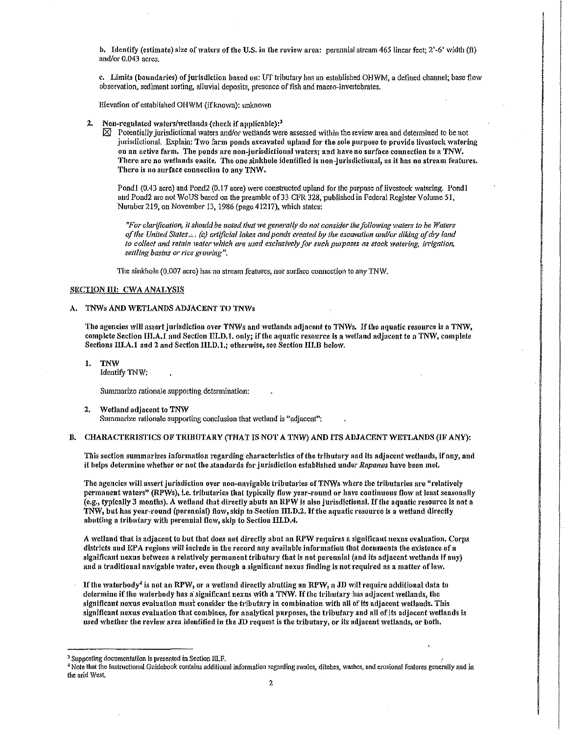b. Identify (estimate) size of waters of the U.S. in the review area: perennial stream 465 linear feet; 2'-6' width (ft) and/or 0.043 acres.

c. Limits (boundaries) of jurisdiction based on: UT tributary has an established OHWM, a defined channel; base flow observation, sediment sorting, alluvial deposits, presence of fish and macro-invertebrates.

Elevation of established OHWM (if known): unknown

2. Non-regulated waters/wetlands (check if applicable):[3]

☒ Potentially jurisdictional waters and/or wetlands were assessed within the review area and determined to be not jurisdictional. Explain: **Two farm ponds excavated upland for the sole purpose to provide livestock watering on an active farm. The ponds are non-jurisdictional waters; and have no surface connection to a TNW. There are no wetlands onsite. The one sinkhole identified is non-jurisdictional, as it has no stream features. There is no surface connection to any TNW.**

Pond1 (0.43 acre) and Pond2 (0.17 acre) were constructed upland for the purpose of livestock watering. Pond1 and Pond2 are not WoUS based on the preamble of 33 CFR 328, published in Federal Register Volume 51, Number 219, on November 13, 1986 (page 41217), which states:

*"For clarification, it should be noted that we generally do not consider the following waters to be Waters of the United States.... (c) artificial lakes and ponds created by the excavation and/or diking of dry land to collect and retain water which are used exclusively for such purposes as stock watering, irrigation, settling basins or rice growing".*

The sinkhole (0.007 acre) has no stream features, nor surface connection to any TNW.

## SECTION III: CWA ANALYSIS

### A. TNWs AND WETLANDS ADJACENT TO TNWs

**The agencies will assert jurisdiction over TNWs and wetlands adjacent to TNWs. If the aquatic resource is a TNW, complete Section III.A.1 and Section III.D.1. only; if the aquatic resource is a wetland adjacent to a TNW, complete Sections III.A.1 and 2 and Section III.D.1.; otherwise, see Section III.B below.**

1. **TNW**

   Identify TNW:

   Summarize rationale supporting determination:

2. **Wetland adjacent to TNW**

   Summarize rationale supporting conclusion that wetland is "adjacent":

### B. CHARACTERISTICS OF TRIBUTARY (THAT IS NOT A TNW) AND ITS ADJACENT WETLANDS (IF ANY):

**This section summarizes information regarding characteristics of the tributary and its adjacent wetlands, if any, and it helps determine whether or not the standards for jurisdiction established under *Rapanos* have been met.**

**The agencies will assert jurisdiction over non-navigable tributaries of TNWs where the tributaries are "relatively permanent waters" (RPWs), i.e. tributaries that typically flow year-round or have continuous flow at least seasonally (e.g., typically 3 months). A wetland that directly abuts an RPW is also jurisdictional. If the aquatic resource is not a TNW, but has year-round (perennial) flow, skip to Section III.D.2. If the aquatic resource is a wetland directly abutting a tributary with perennial flow, skip to Section III.D.4.**

**A wetland that is adjacent to but that does not directly abut an RPW requires a significant nexus evaluation. Corps districts and EPA regions will include in the record any available information that documents the existence of a significant nexus between a relatively permanent tributary that is not perennial (and its adjacent wetlands if any) and a traditional navigable water, even though a significant nexus finding is not required as a matter of law.**

**If the waterbody[4] is not an RPW, or a wetland directly abutting an RPW, a JD will require additional data to determine if the waterbody has a significant nexus with a TNW. If the tributary has adjacent wetlands, the significant nexus evaluation must consider the tributary in combination with all of its adjacent wetlands. This significant nexus evaluation that combines, for analytical purposes, the tributary and all of its adjacent wetlands is used whether the review area identified in the JD request is the tributary, or its adjacent wetlands, or both.**

---

[3] Supporting documentation is presented in Section III.F.

[4] Note that the Instructional Guidebook contains additional information regarding swales, ditches, washes, and erosional features generally and in the arid West.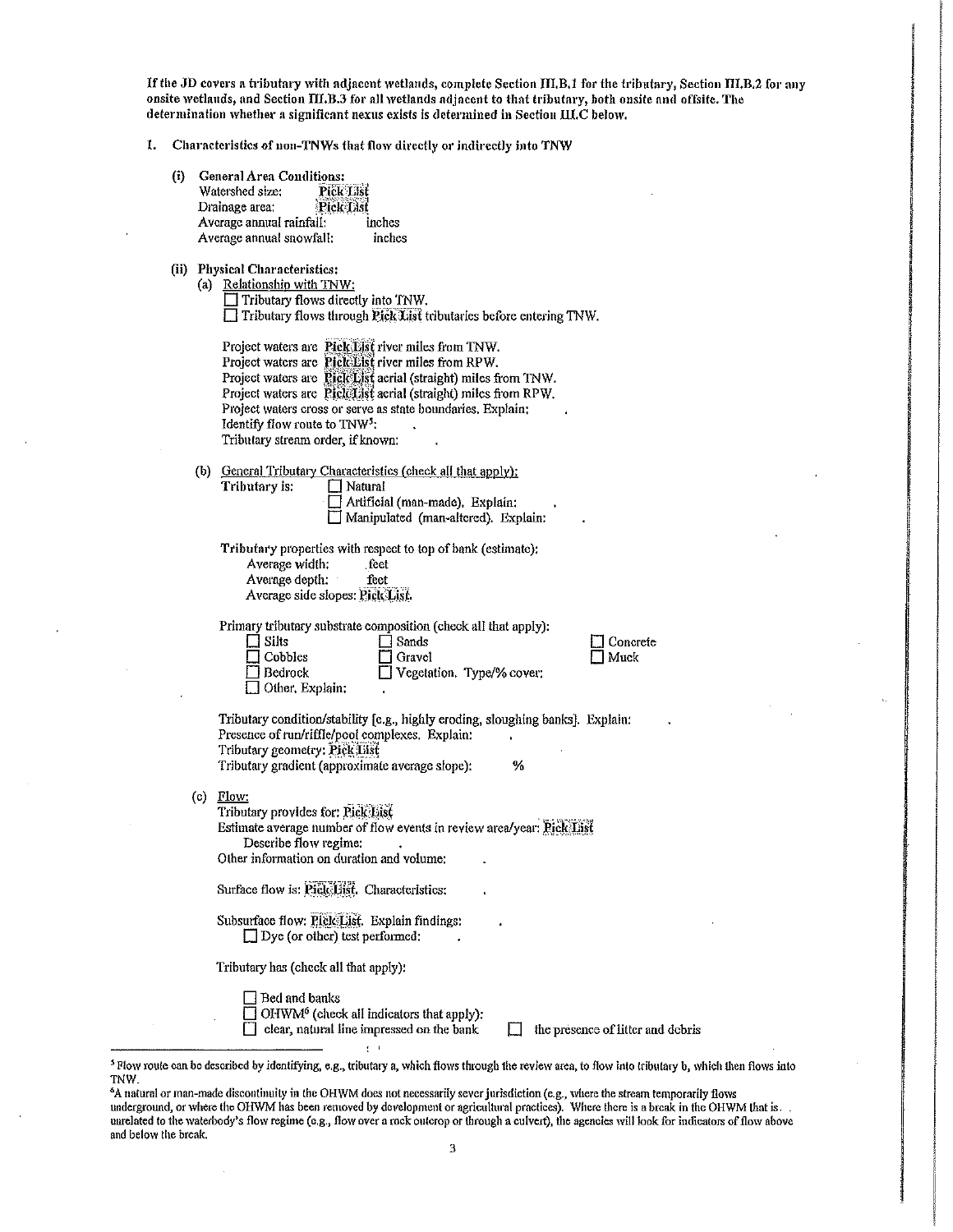If the JD covers a tributary with adjacent wetlands, complete Section III.B.1 for the tributary, Section III.B.2 for any onsite wetlands, and Section III.B.3 for all wetlands adjacent to that tributary, both onsite and offsite. The determination whether a significant nexus exists is determined in Section III.C below.

1. Characteristics of non-TNWs that flow directly or indirectly into TNW

   (i) General Area Conditions:
   Watershed size: Pick List
   Drainage area: Pick List
   Average annual rainfall: inches
   Average annual snowfall: inches

   (ii) Physical Characteristics:
   (a) Relationship with TNW:
   ☐ Tributary flows directly into TNW.
   ☐ Tributary flows through Pick List tributaries before entering TNW.

   Project waters are Pick List river miles from TNW.
   Project waters are Pick List river miles from RPW.
   Project waters are Pick List aerial (straight) miles from TNW.
   Project waters are Pick List aerial (straight) miles from RPW.
   Project waters cross or serve as state boundaries. Explain: .
   Identify flow route to TNW[5]: .
   Tributary stream order, if known: .

   (b) General Tributary Characteristics (check all that apply):
   Tributary is: ☐ Natural
   ☐ Artificial (man-made). Explain: .
   ☐ Manipulated (man-altered). Explain: .

   Tributary properties with respect to top of bank (estimate):
   Average width: feet
   Average depth: feet
   Average side slopes: Pick List.

   Primary tributary substrate composition (check all that apply):
   ☐ Silts ☐ Sands ☐ Concrete
   ☐ Cobbles ☐ Gravel ☐ Muck
   ☐ Bedrock ☐ Vegetation. Type/% cover:
   ☐ Other. Explain: .

   Tributary condition/stability [e.g., highly eroding, sloughing banks]. Explain: .
   Presence of run/riffle/pool complexes. Explain: .
   Tributary geometry: Pick List
   Tributary gradient (approximate average slope): %

   (c) Flow:
   Tributary provides for: Pick List
   Estimate average number of flow events in review area/year: Pick List
   Describe flow regime: .
   Other information on duration and volume: .

   Surface flow is: Pick List. Characteristics: .

   Subsurface flow: Pick List. Explain findings: .
   ☐ Dye (or other) test performed: .

   Tributary has (check all that apply):

   ☐ Bed and banks
   ☐ OHWM[6] (check all indicators that apply):
   ☐ clear, natural line impressed on the bank ☐ the presence of litter and debris

---

[5] Flow route can be described by identifying, e.g., tributary a, which flows through the review area, to flow into tributary b, which then flows into TNW.

[6] A natural or man-made discontinuity in the OHWM does not necessarily sever jurisdiction (e.g., where the stream temporarily flows underground, or where the OHWM has been removed by development or agricultural practices). Where there is a break in the OHWM that is unrelated to the waterbody's flow regime (e.g., flow over a rock outcrop or through a culvert), the agencies will look for indicators of flow above and below the break.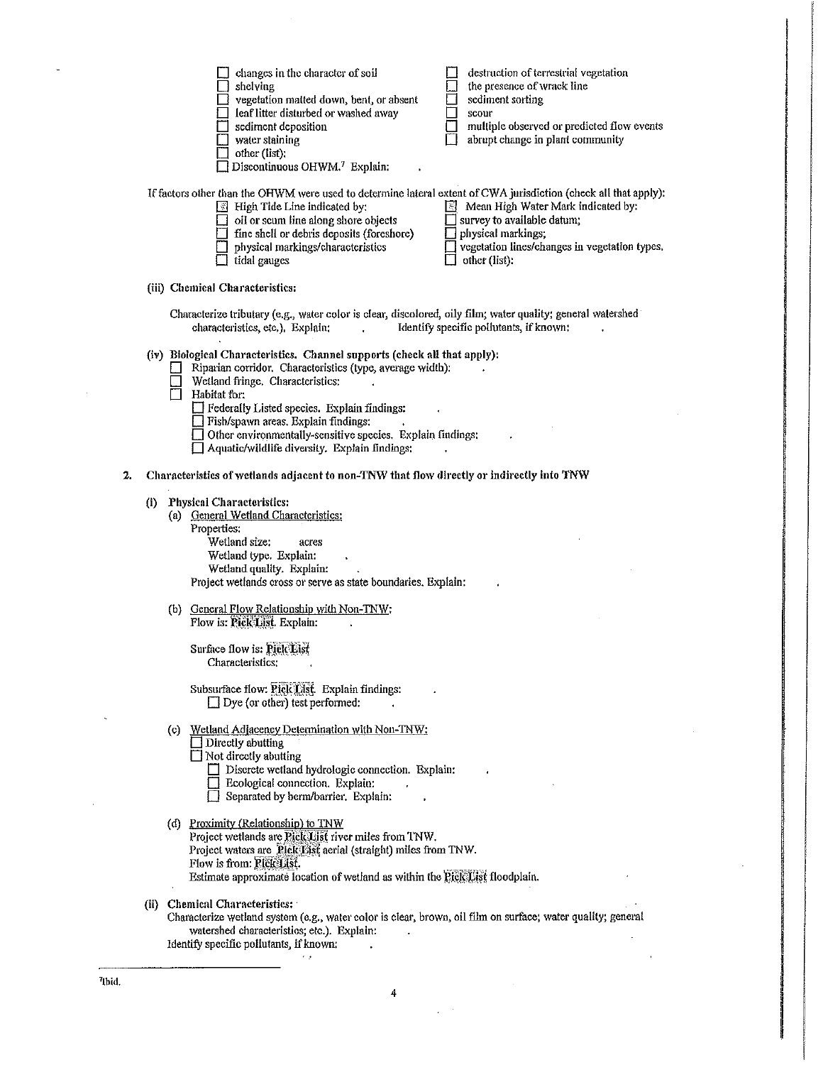- ☐ changes in the character of soil
- ☐ shelving
- ☐ vegetation matted down, bent, or absent
- ☐ leaf litter disturbed or washed away
- ☐ sediment deposition
- ☐ water staining
- ☐ other (list):
- ☐ Discontinuous OHWM.[7] Explain: .
- ☐ destruction of terrestrial vegetation
- ☐ the presence of wrack line
- ☐ sediment sorting
- ☐ scour
- ☐ multiple observed or predicted flow events
- ☐ abrupt change in plant community

If factors other than the OHWM were used to determine lateral extent of CWA jurisdiction (check all that apply):

- ☒ High Tide Line indicated by:
  - ☐ oil or scum line along shore objects
  - ☐ fine shell or debris deposits (foreshore)
  - ☐ physical markings/characteristics
  - ☐ tidal gauges
- ☒ Mean High Water Mark indicated by:
  - ☐ survey to available datum;
  - ☐ physical markings;
  - ☐ vegetation lines/changes in vegetation types.
  - ☐ other (list):

**(iii) Chemical Characteristics:**

Characterize tributary (e.g., water color is clear, discolored, oily film; water quality; general watershed characteristics, etc.). Explain: . Identify specific pollutants, if known: .

**(iv) Biological Characteristics. Channel supports (check all that apply):**

- ☐ Riparian corridor. Characteristics (type, average width): .
- ☐ Wetland fringe. Characteristics: .
- ☐ Habitat for:
  - ☐ Federally Listed species. Explain findings: .
  - ☐ Fish/spawn areas. Explain findings: .
  - ☐ Other environmentally-sensitive species. Explain findings: .
  - ☐ Aquatic/wildlife diversity. Explain findings: .

**2. Characteristics of wetlands adjacent to non-TNW that flow directly or indirectly into TNW**

**(i) Physical Characteristics:**

(a) General Wetland Characteristics:

Properties:

Wetland size: acres

Wetland type. Explain: .

Wetland quality. Explain: .

Project wetlands cross or serve as state boundaries. Explain: .

(b) General Flow Relationship with Non-TNW:

Flow is: Pick List. Explain: .

Surface flow is: Pick List

Characteristics: .

Subsurface flow: Pick List. Explain findings: .

☐ Dye (or other) test performed: .

(c) Wetland Adjacency Determination with Non-TNW:

- ☐ Directly abutting
- ☐ Not directly abutting
  - ☐ Discrete wetland hydrologic connection. Explain: .
  - ☐ Ecological connection. Explain: .
  - ☐ Separated by berm/barrier. Explain: .

(d) Proximity (Relationship) to TNW

Project wetlands are Pick List river miles from TNW.

Project waters are Pick List aerial (straight) miles from TNW.

Flow is from: Pick List.

Estimate approximate location of wetland as within the Pick List floodplain.

**(ii) Chemical Characteristics:**

Characterize wetland system (e.g., water color is clear, brown, oil film on surface; water quality; general watershed characteristics; etc.). Explain: .

Identify specific pollutants, if known: .

---

[7]Ibid.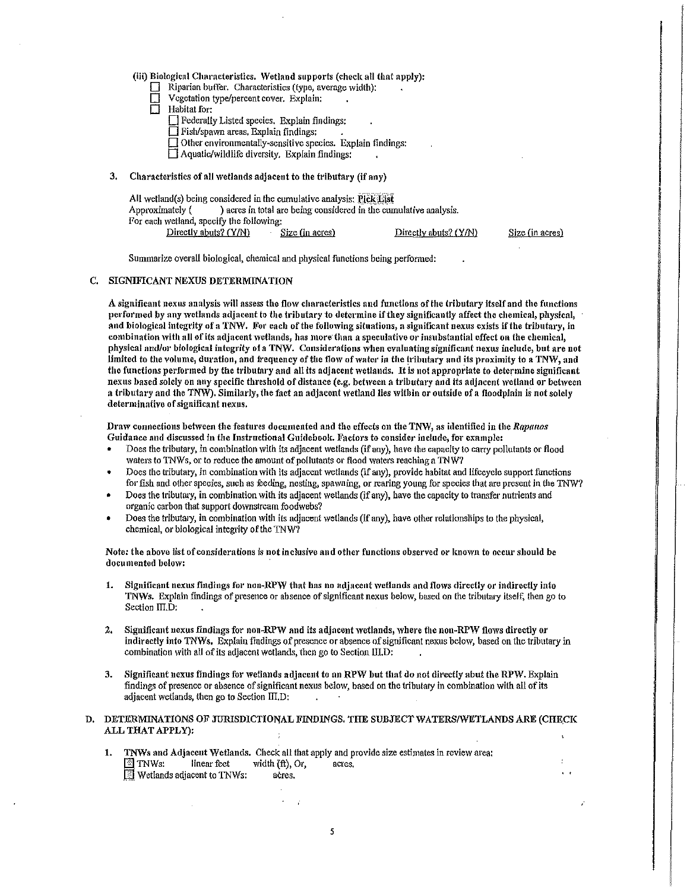(iii) Biological Characteristics. Wetland supports (check all that apply):

- ☐ Riparian buffer. Characteristics (type, average width): .
- ☐ Vegetation type/percent cover. Explain: .
- ☐ Habitat for:
  - ☐ Federally Listed species. Explain findings: .
  - ☐ Fish/spawn areas. Explain findings: .
  - ☐ Other environmentally-sensitive species. Explain findings: .
  - ☐ Aquatic/wildlife diversity. Explain findings: .

**3. Characteristics of all wetlands adjacent to the tributary (if any)**

All wetland(s) being considered in the cumulative analysis: Pick List
Approximately ( ) acres in total are being considered in the cumulative analysis.
For each wetland, specify the following:

| Directly abuts? (Y/N) | Size (in acres) | Directly abuts? (Y/N) | Size (in acres) |
|---|---|---|---|

Summarize overall biological, chemical and physical functions being performed: .

## C. SIGNIFICANT NEXUS DETERMINATION

**A significant nexus analysis will assess the flow characteristics and functions of the tributary itself and the functions performed by any wetlands adjacent to the tributary to determine if they significantly affect the chemical, physical, and biological integrity of a TNW. For each of the following situations, a significant nexus exists if the tributary, in combination with all of its adjacent wetlands, has more than a speculative or insubstantial effect on the chemical, physical and/or biological integrity of a TNW. Considerations when evaluating significant nexus include, but are not limited to the volume, duration, and frequency of the flow of water in the tributary and its proximity to a TNW, and the functions performed by the tributary and all its adjacent wetlands. It is not appropriate to determine significant nexus based solely on any specific threshold of distance (e.g. between a tributary and its adjacent wetland or between a tributary and the TNW). Similarly, the fact an adjacent wetland lies within or outside of a floodplain is not solely determinative of significant nexus.**

**Draw connections between the features documented and the effects on the TNW, as identified in the *Rapanos* Guidance and discussed in the Instructional Guidebook. Factors to consider include, for example:**

- Does the tributary, in combination with its adjacent wetlands (if any), have the capacity to carry pollutants or flood waters to TNWs, or to reduce the amount of pollutants or flood waters reaching a TNW?
- Does the tributary, in combination with its adjacent wetlands (if any), provide habitat and lifecycle support functions for fish and other species, such as feeding, nesting, spawning, or rearing young for species that are present in the TNW?
- Does the tributary, in combination with its adjacent wetlands (if any), have the capacity to transfer nutrients and organic carbon that support downstream foodwebs?
- Does the tributary, in combination with its adjacent wetlands (if any), have other relationships to the physical, chemical, or biological integrity of the TNW?

**Note: the above list of considerations is not inclusive and other functions observed or known to occur should be documented below:**

1. **Significant nexus findings for non-RPW that has no adjacent wetlands and flows directly or indirectly into TNWs.** Explain findings of presence or absence of significant nexus below, based on the tributary itself, then go to Section III.D: .

2. **Significant nexus findings for non-RPW and its adjacent wetlands, where the non-RPW flows directly or indirectly into TNWs.** Explain findings of presence or absence of significant nexus below, based on the tributary in combination with all of its adjacent wetlands, then go to Section III.D: .

3. **Significant nexus findings for wetlands adjacent to an RPW but that do not directly abut the RPW.** Explain findings of presence or absence of significant nexus below, based on the tributary in combination with all of its adjacent wetlands, then go to Section III.D: .

## D. DETERMINATIONS OF JURISDICTIONAL FINDINGS. THE SUBJECT WATERS/WETLANDS ARE (CHECK ALL THAT APPLY):

1. **TNWs and Adjacent Wetlands.** Check all that apply and provide size estimates in review area:
   - ☐ TNWs: linear feet width (ft), Or, acres.
   - ☐ Wetlands adjacent to TNWs: acres.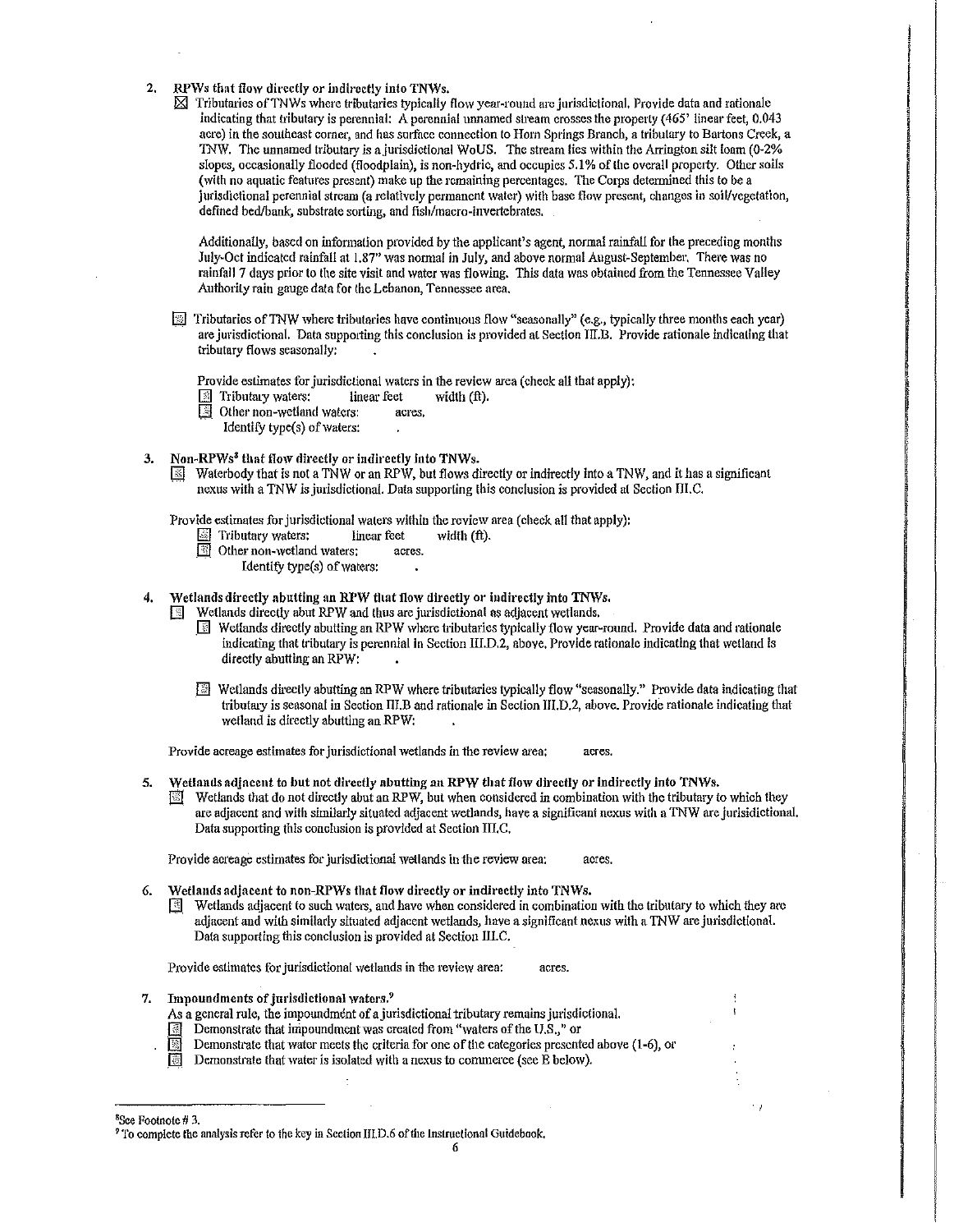2. **RPWs that flow directly or indirectly into TNWs.**

   ☒ Tributaries of TNWs where tributaries typically flow year-round are jurisdictional. Provide data and rationale indicating that tributary is perennial: A perennial unnamed stream crosses the property (465' linear feet, 0.043 acre) in the southeast corner, and has surface connection to Horn Springs Branch, a tributary to Bartons Creek, a TNW. The unnamed tributary is a jurisdictional WoUS. The stream lies within the Arrington silt loam (0-2% slopes, occasionally flooded (floodplain), is non-hydric, and occupies 5.1% of the overall property. Other soils (with no aquatic features present) make up the remaining percentages. The Corps determined this to be a jurisdictional perennial stream (a relatively permanent water) with base flow present, changes in soil/vegetation, defined bed/bank, substrate sorting, and fish/macro-invertebrates.

   Additionally, based on information provided by the applicant's agent, normal rainfall for the preceding months July-Oct indicated rainfall at 1.87" was normal in July, and above normal August-September. There was no rainfall 7 days prior to the site visit and water was flowing. This data was obtained from the Tennessee Valley Authority rain gauge data for the Lebanon, Tennessee area.

   ☐ Tributaries of TNW where tributaries have continuous flow "seasonally" (e.g., typically three months each year) are jurisdictional. Data supporting this conclusion is provided at Section III.B. Provide rationale indicating that tributary flows seasonally: .

   Provide estimates for jurisdictional waters in the review area (check all that apply):
   ☐ Tributary waters: linear feet width (ft).
   ☐ Other non-wetland waters: acres.
   Identify type(s) of waters: .

3. **Non-RPWs[8] that flow directly or indirectly into TNWs.**

   ☐ Waterbody that is not a TNW or an RPW, but flows directly or indirectly into a TNW, and it has a significant nexus with a TNW is jurisdictional. Data supporting this conclusion is provided at Section III.C.

   Provide estimates for jurisdictional waters within the review area (check all that apply):
   ☐ Tributary waters: linear feet width (ft).
   ☐ Other non-wetland waters: acres.
   Identify type(s) of waters: .

4. **Wetlands directly abutting an RPW that flow directly or indirectly into TNWs.**

   ☐ Wetlands directly abut RPW and thus are jurisdictional as adjacent wetlands.
   ☐ Wetlands directly abutting an RPW where tributaries typically flow year-round. Provide data and rationale indicating that tributary is perennial in Section III.D.2, above. Provide rationale indicating that wetland is directly abutting an RPW: .

   ☐ Wetlands directly abutting an RPW where tributaries typically flow "seasonally." Provide data indicating that tributary is seasonal in Section III.B and rationale in Section III.D.2, above. Provide rationale indicating that wetland is directly abutting an RPW: .

   Provide acreage estimates for jurisdictional wetlands in the review area: acres.

5. **Wetlands adjacent to but not directly abutting an RPW that flow directly or indirectly into TNWs.**

   ☐ Wetlands that do not directly abut an RPW, but when considered in combination with the tributary to which they are adjacent and with similarly situated adjacent wetlands, have a significant nexus with a TNW are jurisidictional. Data supporting this conclusion is provided at Section III.C.

   Provide acreage estimates for jurisdictional wetlands in the review area: acres.

6. **Wetlands adjacent to non-RPWs that flow directly or indirectly into TNWs.**

   ☐ Wetlands adjacent to such waters, and have when considered in combination with the tributary to which they are adjacent and with similarly situated adjacent wetlands, have a significant nexus with a TNW are jurisdictional. Data supporting this conclusion is provided at Section III.C.

   Provide estimates for jurisdictional wetlands in the review area: acres.

7. **Impoundments of jurisdictional waters.[9]**

   As a general rule, the impoundment of a jurisdictional tributary remains jurisdictional.
   ☐ Demonstrate that impoundment was created from "waters of the U.S.," or
   ☐ Demonstrate that water meets the criteria for one of the categories presented above (1-6), or
   ☐ Demonstrate that water is isolated with a nexus to commerce (see E below).

---

[8] See Footnote # 3.

[9] To complete the analysis refer to the key in Section III.D.6 of the Instructional Guidebook.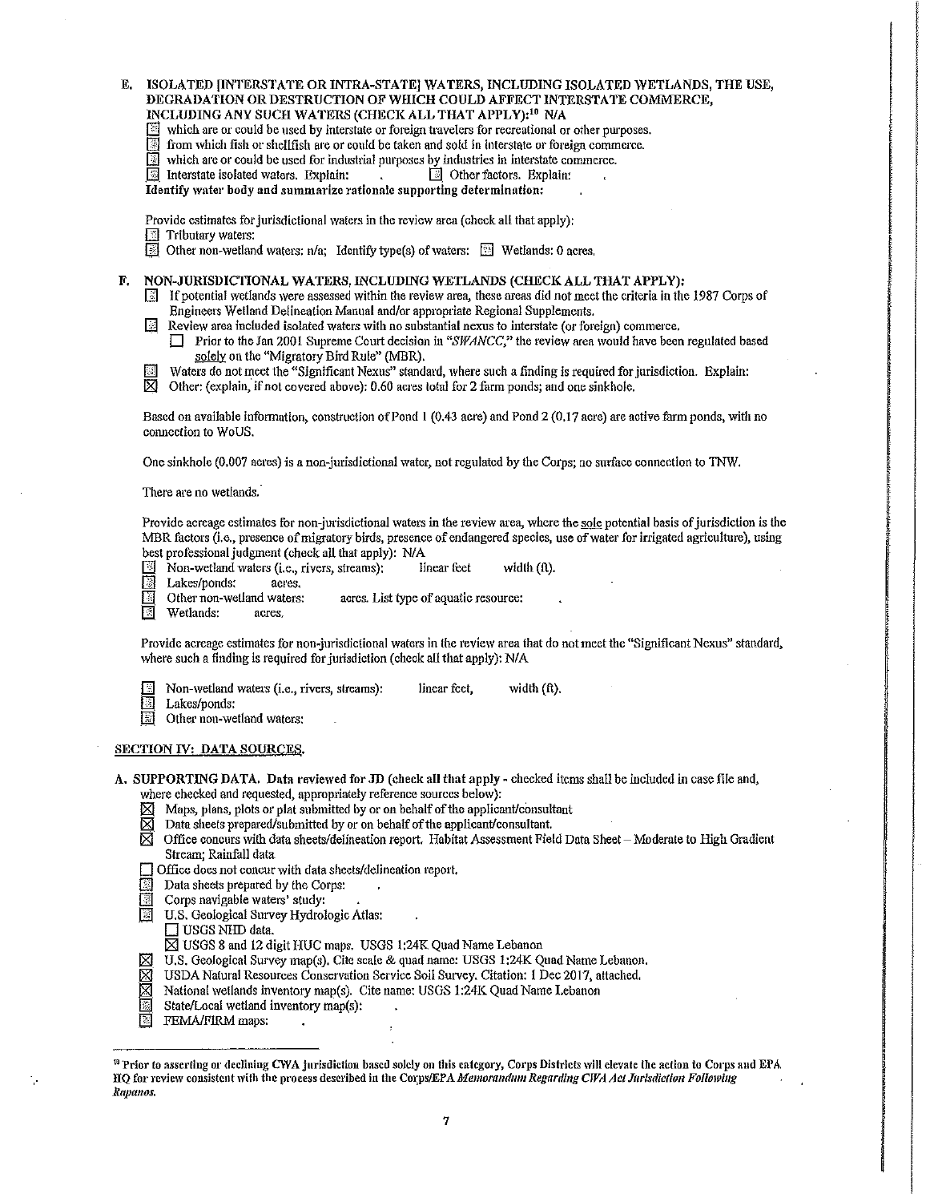**E. ISOLATED [INTERSTATE OR INTRA-STATE] WATERS, INCLUDING ISOLATED WETLANDS, THE USE, DEGRADATION OR DESTRUCTION OF WHICH COULD AFFECT INTERSTATE COMMERCE, INCLUDING ANY SUCH WATERS (CHECK ALL THAT APPLY):[10] N/A**

- ☐ which are or could be used by interstate or foreign travelers for recreational or other purposes.
- ☐ from which fish or shellfish are or could be taken and sold in interstate or foreign commerce.
- ☐ which are or could be used for industrial purposes by industries in interstate commerce.
- ☐ Interstate isolated waters. Explain: . ☐ Other factors. Explain: .

**Identify water body and summarize rationale supporting determination:** .

Provide estimates for jurisdictional waters in the review area (check all that apply):

- ☐ Tributary waters:
- ☐ Other non-wetland waters: n/a; Identify type(s) of waters: ☐ Wetlands: 0 acres.

**F. NON-JURISDICTIONAL WATERS, INCLUDING WETLANDS (CHECK ALL THAT APPLY):**

- ☐ If potential wetlands were assessed within the review area, these areas did not meet the criteria in the 1987 Corps of Engineers Wetland Delineation Manual and/or appropriate Regional Supplements.
- ☐ Review area included isolated waters with no substantial nexus to interstate (or foreign) commerce.
  - ☐ Prior to the Jan 2001 Supreme Court decision in "*SWANCC*," the review area would have been regulated based solely on the "Migratory Bird Rule" (MBR).
- ☐ Waters do not meet the "Significant Nexus" standard, where such a finding is required for jurisdiction. Explain:
- ☒ Other: (explain, if not covered above): 0.60 acres total for 2 farm ponds; and one sinkhole.

Based on available information, construction of Pond 1 (0.43 acre) and Pond 2 (0.17 acre) are active farm ponds, with no connection to WoUS.

One sinkhole (0.007 acres) is a non-jurisdictional water, not regulated by the Corps; no surface connection to TNW.

There are no wetlands.

Provide acreage estimates for non-jurisdictional waters in the review area, where the sole potential basis of jurisdiction is the MBR factors (i.e., presence of migratory birds, presence of endangered species, use of water for irrigated agriculture), using best professional judgment (check all that apply): N/A

- ☐ Non-wetland waters (i.e., rivers, streams): linear feet width (ft).
- ☐ Lakes/ponds: acres.
- ☐ Other non-wetland waters: acres. List type of aquatic resource: .
- ☐ Wetlands: acres.

Provide acreage estimates for non-jurisdictional waters in the review area that do not meet the "Significant Nexus" standard, where such a finding is required for jurisdiction (check all that apply): N/A

- ☐ Non-wetland waters (i.e., rivers, streams): linear feet, width (ft).
- ☐ Lakes/ponds:
- ☐ Other non-wetland waters:

## SECTION IV: DATA SOURCES.

**A. SUPPORTING DATA. Data reviewed for JD (check all that apply - checked items shall be included in case file and, where checked and requested, appropriately reference sources below):**

- ☒ Maps, plans, plots or plat submitted by or on behalf of the applicant/consultant
- ☒ Data sheets prepared/submitted by or on behalf of the applicant/consultant.
- ☒ Office concurs with data sheets/delineation report. Habitat Assessment Field Data Sheet – Moderate to High Gradient Stream; Rainfall data
- ☐ Office does not concur with data sheets/delineation report.
- ☐ Data sheets prepared by the Corps: .
- ☐ Corps navigable waters' study: .
- ☐ U.S. Geological Survey Hydrologic Atlas: .
  - ☐ USGS NHD data.
  - ☒ USGS 8 and 12 digit HUC maps. USGS 1:24K Quad Name Lebanon
- ☒ U.S. Geological Survey map(s). Cite scale & quad name: USGS 1:24K Quad Name Lebanon.
- ☒ USDA Natural Resources Conservation Service Soil Survey. Citation: 1 Dec 2017, attached.
- ☒ National wetlands inventory map(s). Cite name: USGS 1:24K Quad Name Lebanon
- ☐ State/Local wetland inventory map(s): .
- ☐ FEMA/FIRM maps: .

[10] Prior to asserting or declining CWA jurisdiction based solely on this category, Corps Districts will elevate the action to Corps and EPA HQ for review consistent with the process described in the Corps/EPA *Memorandum Regarding CWA Act Jurisdiction Following Rapanos.*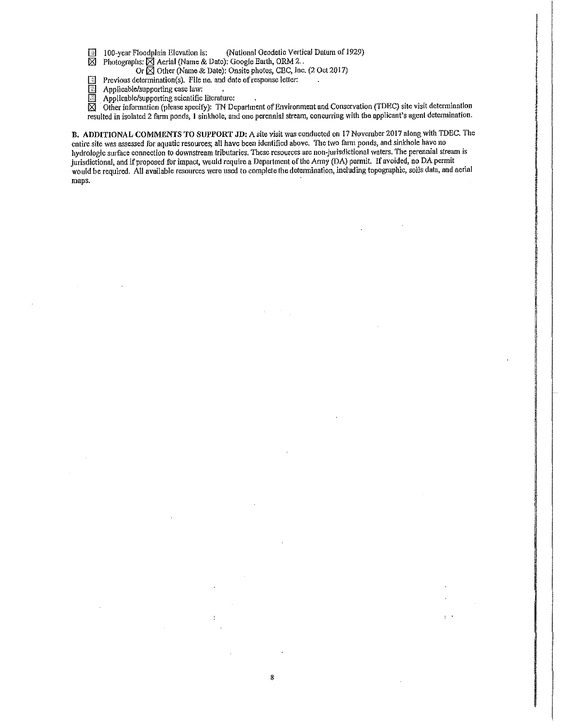- ☐ 100-year Floodplain Elevation is: (National Geodetic Vertical Datum of 1929)
- ☒ Photographs: ☒ Aerial (Name & Date): Google Earth, ORM 2..
  - Or ☒ Other (Name & Date): Onsite photos, CEC, Inc. (2 Oct 2017)
- ☐ Previous determination(s). File no. and date of response letter:
- ☐ Applicable/supporting case law:
- ☐ Applicable/supporting scientific literature:
- ☒ Other information (please specify): TN Department of Environment and Conservation (TDEC) site visit determination resulted in isolated 2 farm ponds, 1 sinkhole, and one perennial stream, concurring with the applicant's agent determination.

**B. ADDITIONAL COMMENTS TO SUPPORT JD:** A site visit was conducted on 17 November 2017 along with TDEC. The entire site was assessed for aquatic resources; all have been identified above. The two farm ponds, and sinkhole have no hydrologic surface connection to downstream tributaries. These resources are non-jurisdictional waters. The perennial stream is jurisdictional, and if proposed for impact, would require a Department of the Army (DA) permit. If avoided, no DA permit would be required. All available resources were used to complete the determination, including topographic, soils data, and aerial maps.